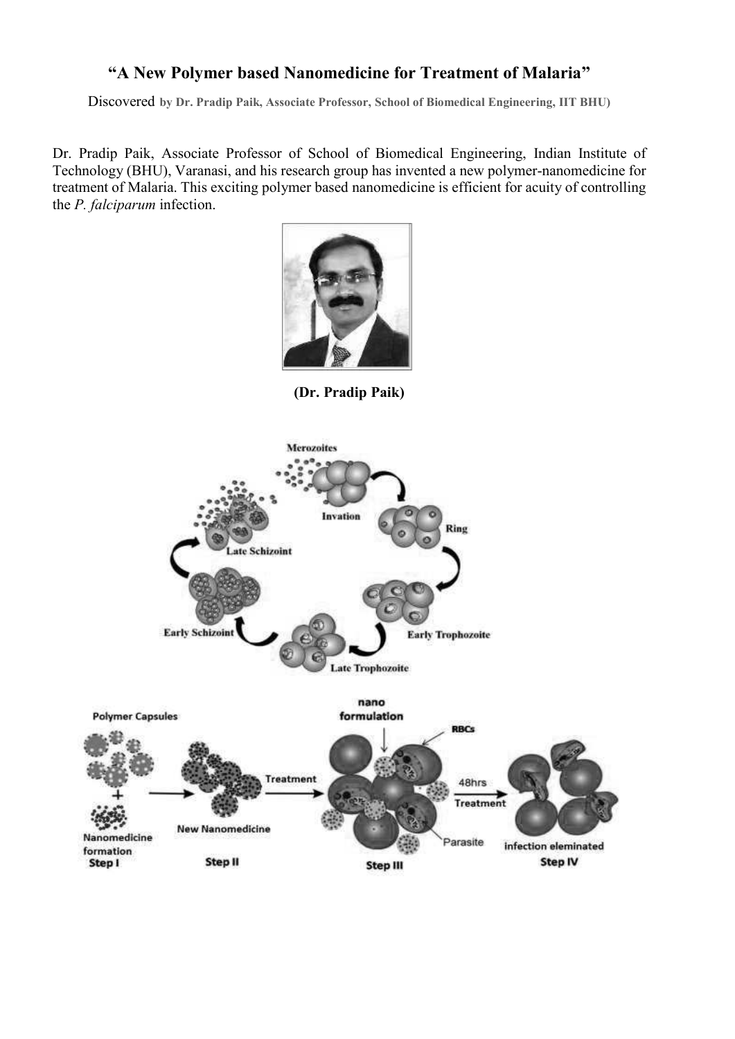# "A New Polymer based Nanomedicine for Treatment of Malaria"

Discovered **by Dr. Pradip Paik, Associate Professor, School of Biomedical Engineering, IIT BHU)**

Dr. Pradip Paik, Associate Professor of School of Biomedical Engineering, Indian Institute of Technology (BHU), Varanasi, and his research group has invented a new polymer-nanomedicine for treatment of Malaria. This exciting polymer based nanomedicine is efficient for acuity of controlling the *P. falciparum* infection.

**(Dr. Pradip Paik)**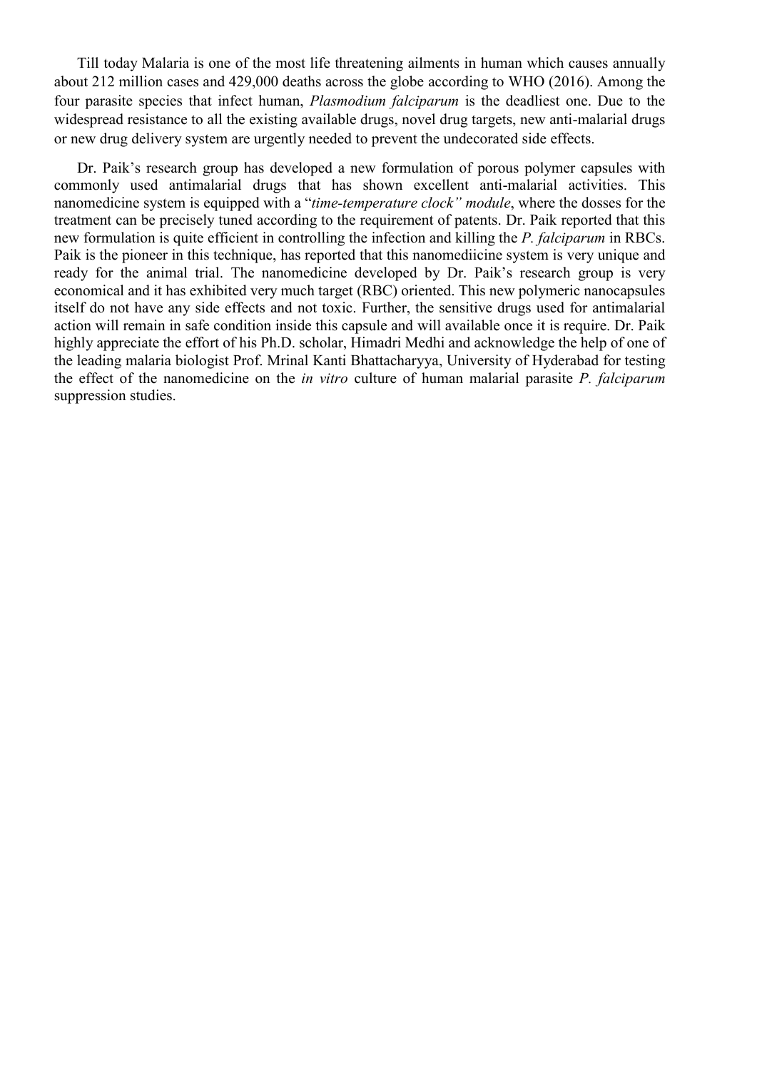Till today Malaria is one of the most life threatening ailments in human which causes annually about 212 million cases and 429,000 deaths across the globe according to WHO (2016). Among the four parasite species that infect human, *Plasmodium falciparum* is the deadliest one. Due to the widespread resistance to all the existing available drugs, novel drug targets, new anti-malarial drugs or new drug delivery system are urgently needed to prevent the undecorated side effects.

Dr. Paik's research group has developed a new formulation of porous polymer capsules with commonly used antimalarial drugs that has shown excellent anti-malarial activities. This nanomedicine system is equipped with a "*time-temperature clock" module*, where the dosses for the treatment can be precisely tuned according to the requirement of patents. Dr. Paik reported that this new formulation is quite efficient in controlling the infection and killing the *P. falciparum* in RBCs. Paik is the pioneer in this technique, has reported that this nanomediicine system is very unique and ready for the animal trial. The nanomedicine developed by Dr. Paik's research group is very economical and it has exhibited very much target (RBC) oriented. This new polymeric nanocapsules itself do not have any side effects and not toxic. Further, the sensitive drugs used for antimalarial action will remain in safe condition inside this capsule and will available once it is require. Dr. Paik highly appreciate the effort of his Ph.D. scholar, Himadri Medhi and acknowledge the help of one of the leading malaria biologist Prof. Mrinal Kanti Bhattacharyya, University of Hyderabad for testing the effect of the nanomedicine on the *in vitro* culture of human malarial parasite *P. falciparum* suppression studies.